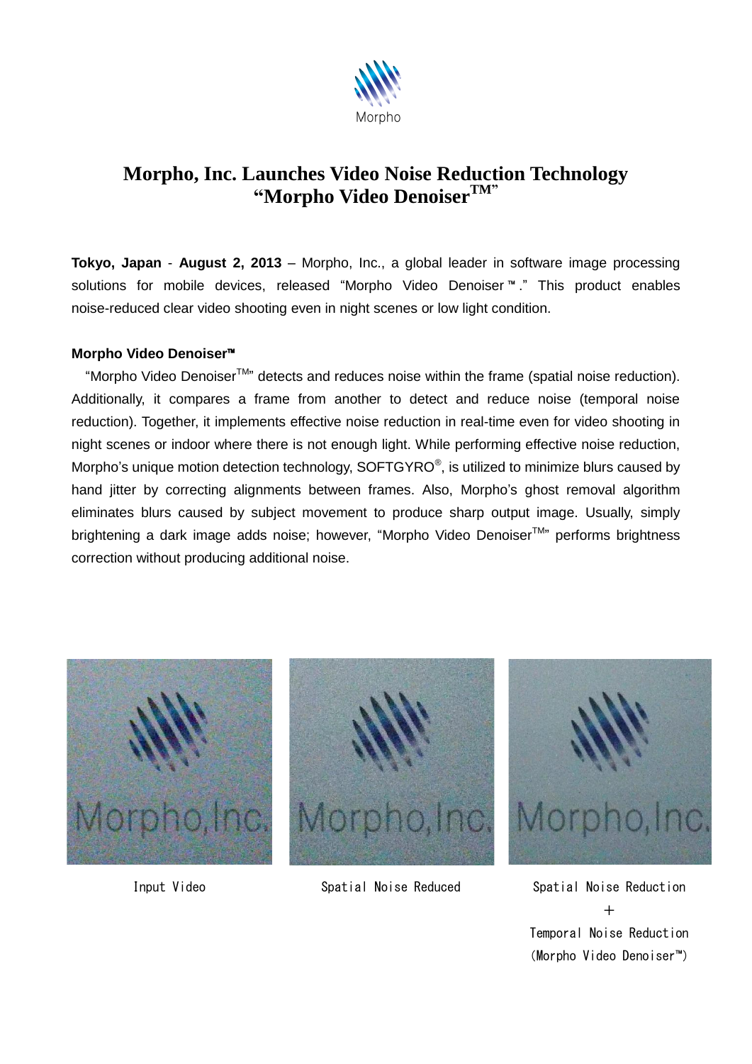# Morpho, Inc. Launches Video Noise Reduction Technology "Morpho Video Denoiser™"

**Tokyo, Japan** - **August 2, 2013** – Morpho, Inc., a global leader in software image processing solutions for mobile devices, released "Morpho Video Denoiser™." This product enables noise-reduced clear video shooting even in night scenes or low light condition.

**Morpho Video Denoiser™**

"Morpho Video Denoiser™" detects and reduces noise within the frame (spatial noise reduction). Additionally, it compares a frame from another to detect and reduce noise (temporal noise reduction). Together, it implements effective noise reduction in real-time even for video shooting in night scenes or indoor where there is not enough light. While performing effective noise reduction, Morpho's unique motion detection technology, SOFTGYRO®, is utilized to minimize blurs caused by hand jitter by correcting alignments between frames. Also, Morpho's ghost removal algorithm eliminates blurs caused by subject movement to produce sharp output image. Usually, simply brightening a dark image adds noise; however, "Morpho Video Denoiser™" performs brightness correction without producing additional noise.

Input Video

Spatial Noise Reduced

Spatial Noise Reduction
＋
Temporal Noise Reduction
(Morpho Video Denoiser™)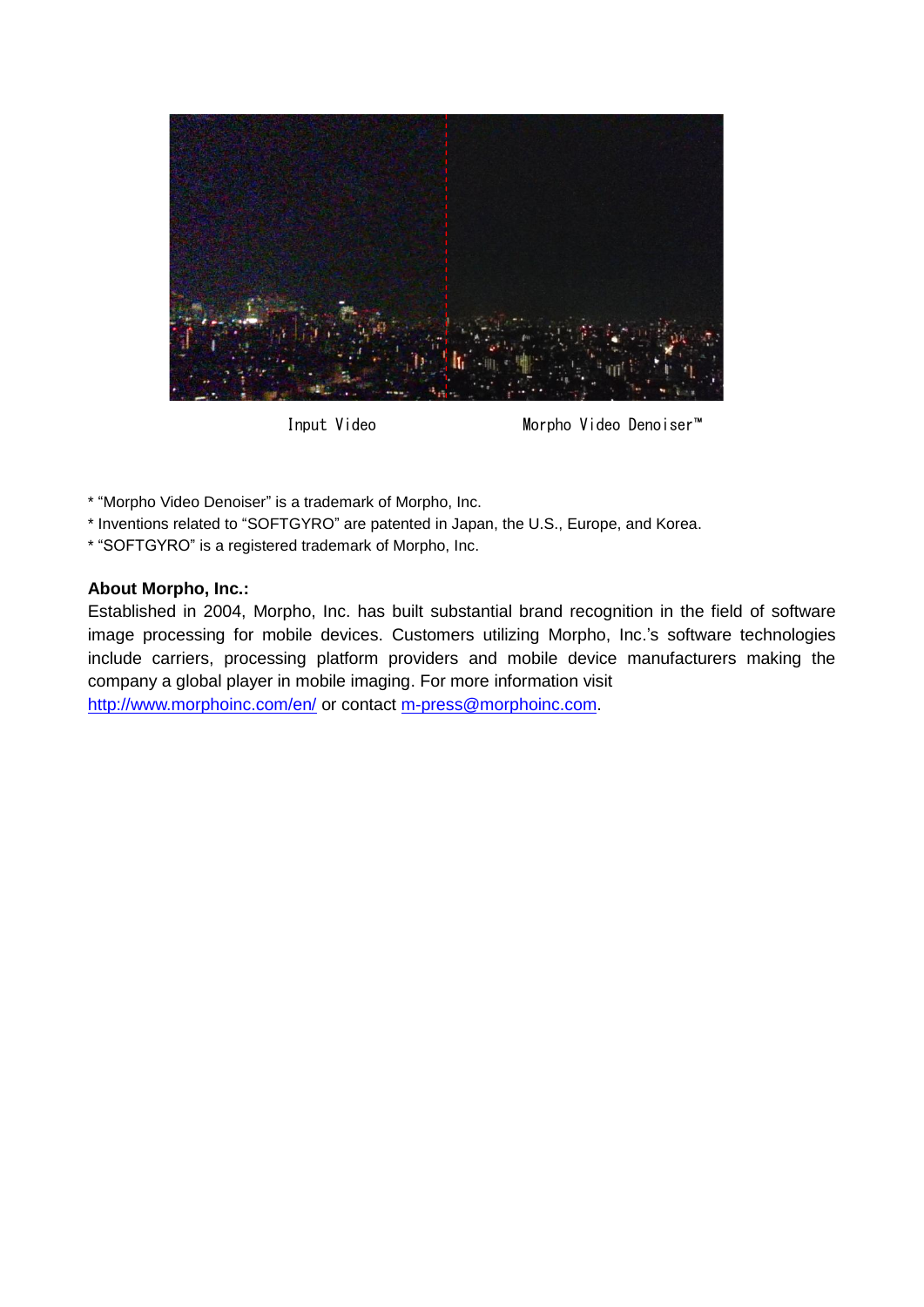Input Video Morpho Video Denoiser™

* "Morpho Video Denoiser" is a trademark of Morpho, Inc.
* Inventions related to "SOFTGYRO" are patented in Japan, the U.S., Europe, and Korea.
* "SOFTGYRO" is a registered trademark of Morpho, Inc.

**About Morpho, Inc.:**

Established in 2004, Morpho, Inc. has built substantial brand recognition in the field of software image processing for mobile devices. Customers utilizing Morpho, Inc.'s software technologies include carriers, processing platform providers and mobile device manufacturers making the company a global player in mobile imaging. For more information visit http://www.morphoinc.com/en/ or contact m-press@morphoinc.com.